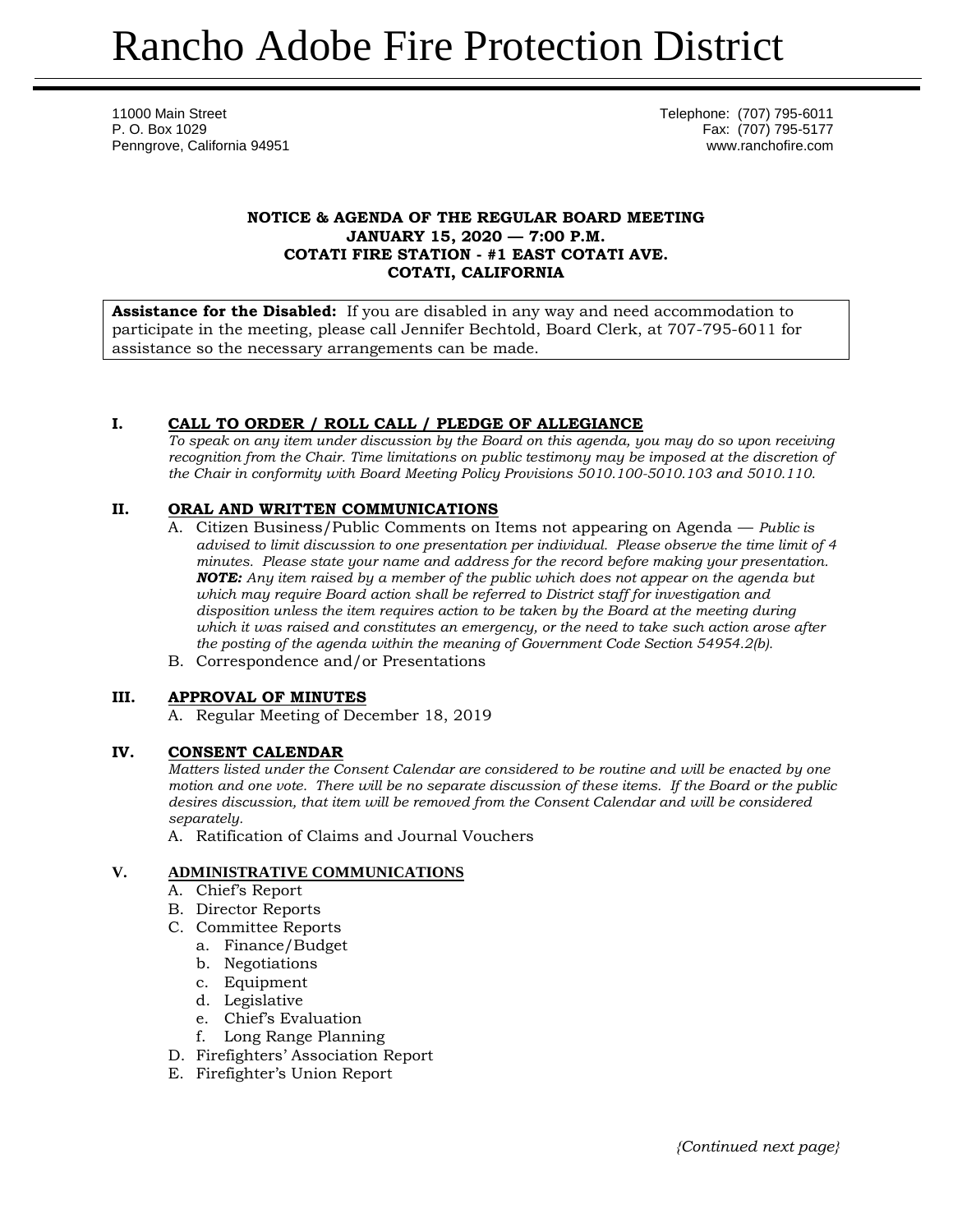# Rancho Adobe Fire Protection District

11000 Main Street
P. O. Box 1029
Penngrove, California 94951

Telephone: (707) 795-6011
Fax: (707) 795-5177
www.ranchofire.com

**NOTICE & AGENDA OF THE REGULAR BOARD MEETING**
**JANUARY 15, 2020 — 7:00 P.M.**
**COTATI FIRE STATION - #1 EAST COTATI AVE.**
**COTATI, CALIFORNIA**

**Assistance for the Disabled:** If you are disabled in any way and need accommodation to participate in the meeting, please call Jennifer Bechtold, Board Clerk, at 707-795-6011 for assistance so the necessary arrangements can be made.

**I. CALL TO ORDER / ROLL CALL / PLEDGE OF ALLEGIANCE**

*To speak on any item under discussion by the Board on this agenda, you may do so upon receiving recognition from the Chair. Time limitations on public testimony may be imposed at the discretion of the Chair in conformity with Board Meeting Policy Provisions 5010.100-5010.103 and 5010.110.*

**II. ORAL AND WRITTEN COMMUNICATIONS**

A. Citizen Business/Public Comments on Items not appearing on Agenda — *Public is advised to limit discussion to one presentation per individual. Please observe the time limit of 4 minutes. Please state your name and address for the record before making your presentation.* ***NOTE:*** *Any item raised by a member of the public which does not appear on the agenda but which may require Board action shall be referred to District staff for investigation and disposition unless the item requires action to be taken by the Board at the meeting during which it was raised and constitutes an emergency, or the need to take such action arose after the posting of the agenda within the meaning of Government Code Section 54954.2(b).*

B. Correspondence and/or Presentations

**III. APPROVAL OF MINUTES**

A. Regular Meeting of December 18, 2019

**IV. CONSENT CALENDAR**

*Matters listed under the Consent Calendar are considered to be routine and will be enacted by one motion and one vote. There will be no separate discussion of these items. If the Board or the public desires discussion, that item will be removed from the Consent Calendar and will be considered separately.*

A. Ratification of Claims and Journal Vouchers

**V. ADMINISTRATIVE COMMUNICATIONS**

A. Chief's Report
B. Director Reports
C. Committee Reports
   a. Finance/Budget
   b. Negotiations
   c. Equipment
   d. Legislative
   e. Chief's Evaluation
   f. Long Range Planning
D. Firefighters' Association Report
E. Firefighter's Union Report

*{Continued next page}*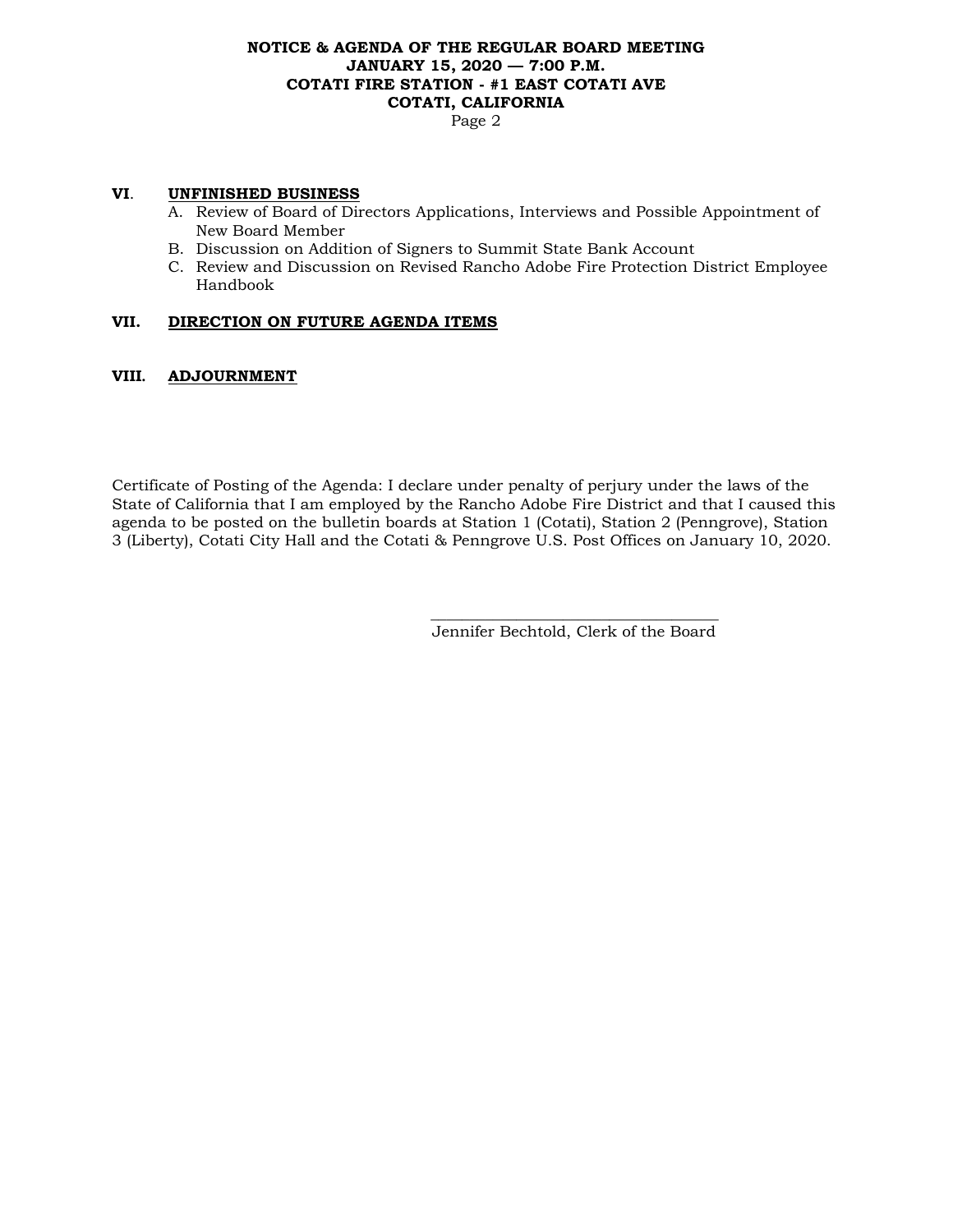## VI. UNFINISHED BUSINESS

A. Review of Board of Directors Applications, Interviews and Possible Appointment of New Board Member
B. Discussion on Addition of Signers to Summit State Bank Account
C. Review and Discussion on Revised Rancho Adobe Fire Protection District Employee Handbook

## VII. DIRECTION ON FUTURE AGENDA ITEMS

## VIII. ADJOURNMENT

Certificate of Posting of the Agenda: I declare under penalty of perjury under the laws of the State of California that I am employed by the Rancho Adobe Fire District and that I caused this agenda to be posted on the bulletin boards at Station 1 (Cotati), Station 2 (Penngrove), Station 3 (Liberty), Cotati City Hall and the Cotati & Penngrove U.S. Post Offices on January 10, 2020.

\_\_\_\_\_\_\_\_\_\_\_\_\_\_\_\_\_\_\_\_\_\_\_\_\_\_\_\_\_\_\_\_\_\_\_\_

Jennifer Bechtold, Clerk of the Board